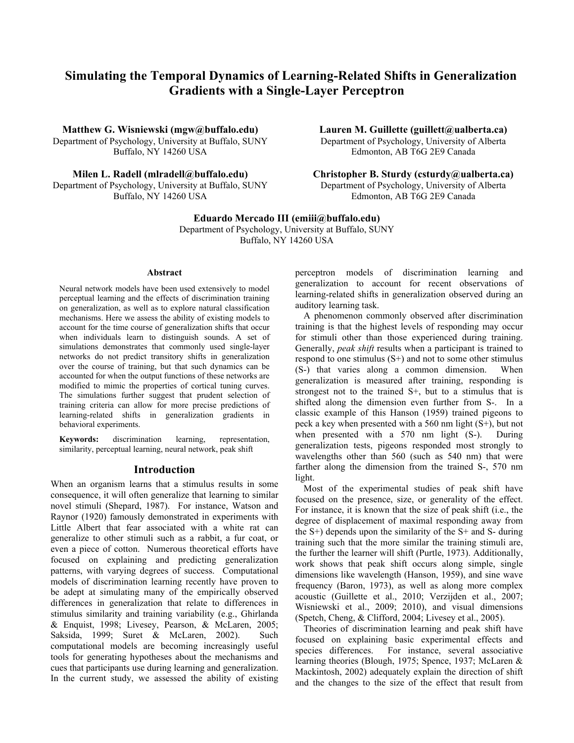# Simulating the Temporal Dynamics of Learning-Related Shifts in Generalization Gradients with a Single-Layer Perceptron

**Matthew G. Wisniewski (mgw@buffalo.edu)**
Department of Psychology, University at Buffalo, SUNY
Buffalo, NY 14260 USA

**Lauren M. Guillette (guillett@ualberta.ca)**
Department of Psychology, University of Alberta
Edmonton, AB T6G 2E9 Canada

**Milen L. Radell (mlradell@buffalo.edu)**
Department of Psychology, University at Buffalo, SUNY
Buffalo, NY 14260 USA

**Christopher B. Sturdy (csturdy@ualberta.ca)**
Department of Psychology, University of Alberta
Edmonton, AB T6G 2E9 Canada

**Eduardo Mercado III (emiii@buffalo.edu)**
Department of Psychology, University at Buffalo, SUNY
Buffalo, NY 14260 USA

## Abstract

Neural network models have been used extensively to model perceptual learning and the effects of discrimination training on generalization, as well as to explore natural classification mechanisms. Here we assess the ability of existing models to account for the time course of generalization shifts that occur when individuals learn to distinguish sounds. A set of simulations demonstrates that commonly used single-layer networks do not predict transitory shifts in generalization over the course of training, but that such dynamics can be accounted for when the output functions of these networks are modified to mimic the properties of cortical tuning curves. The simulations further suggest that prudent selection of training criteria can allow for more precise predictions of learning-related shifts in generalization gradients in behavioral experiments.

**Keywords:** discrimination learning, representation, similarity, perceptual learning, neural network, peak shift

## Introduction

When an organism learns that a stimulus results in some consequence, it will often generalize that learning to similar novel stimuli (Shepard, 1987). For instance, Watson and Raynor (1920) famously demonstrated in experiments with Little Albert that fear associated with a white rat can generalize to other stimuli such as a rabbit, a fur coat, or even a piece of cotton. Numerous theoretical efforts have focused on explaining and predicting generalization patterns, with varying degrees of success. Computational models of discrimination learning recently have proven to be adept at simulating many of the empirically observed differences in generalization that relate to differences in stimulus similarity and training variability (e.g., Ghirlanda & Enquist, 1998; Livesey, Pearson, & McLaren, 2005; Saksida, 1999; Suret & McLaren, 2002). Such computational models are becoming increasingly useful tools for generating hypotheses about the mechanisms and cues that participants use during learning and generalization. In the current study, we assessed the ability of existing perceptron models of discrimination learning and generalization to account for recent observations of learning-related shifts in generalization observed during an auditory learning task.

A phenomenon commonly observed after discrimination training is that the highest levels of responding may occur for stimuli other than those experienced during training. Generally, *peak shift* results when a participant is trained to respond to one stimulus (S+) and not to some other stimulus (S-) that varies along a common dimension. When generalization is measured after training, responding is strongest not to the trained S+, but to a stimulus that is shifted along the dimension even further from S-. In a classic example of this Hanson (1959) trained pigeons to peck a key when presented with a 560 nm light (S+), but not when presented with a 570 nm light (S-). During generalization tests, pigeons responded most strongly to wavelengths other than 560 (such as 540 nm) that were farther along the dimension from the trained S-, 570 nm light.

Most of the experimental studies of peak shift have focused on the presence, size, or generality of the effect. For instance, it is known that the size of peak shift (i.e., the degree of displacement of maximal responding away from the S+) depends upon the similarity of the S+ and S- during training such that the more similar the training stimuli are, the further the learner will shift (Purtle, 1973). Additionally, work shows that peak shift occurs along simple, single dimensions like wavelength (Hanson, 1959), and sine wave frequency (Baron, 1973), as well as along more complex acoustic (Guillette et al., 2010; Verzijden et al., 2007; Wisniewski et al., 2009; 2010), and visual dimensions (Spetch, Cheng, & Clifford, 2004; Livesey et al., 2005).

Theories of discrimination learning and peak shift have focused on explaining basic experimental effects and species differences. For instance, several associative learning theories (Blough, 1975; Spence, 1937; McLaren & Mackintosh, 2002) adequately explain the direction of shift and the changes to the size of the effect that result from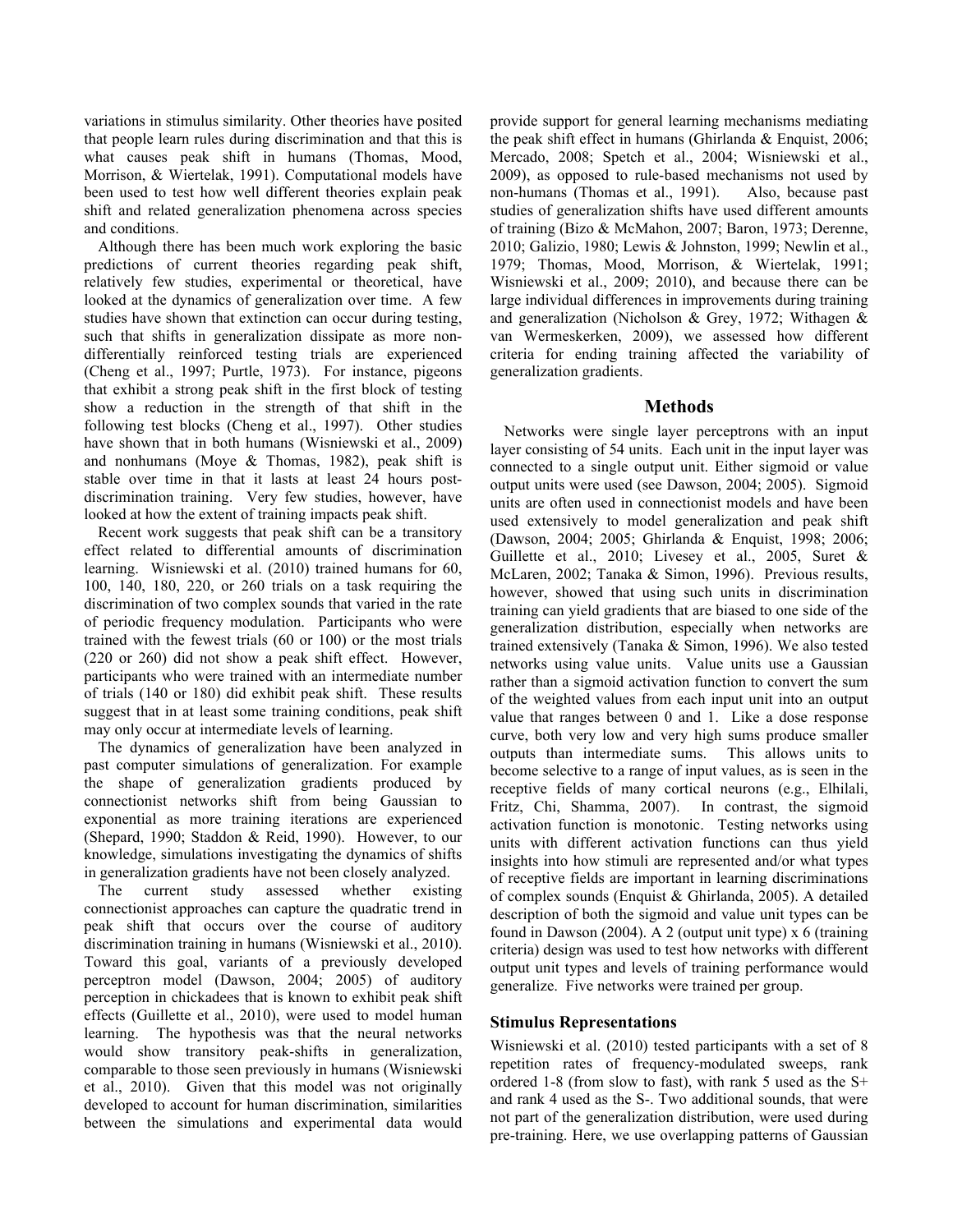variations in stimulus similarity. Other theories have posited that people learn rules during discrimination and that this is what causes peak shift in humans (Thomas, Mood, Morrison, & Wiertelak, 1991). Computational models have been used to test how well different theories explain peak shift and related generalization phenomena across species and conditions.

Although there has been much work exploring the basic predictions of current theories regarding peak shift, relatively few studies, experimental or theoretical, have looked at the dynamics of generalization over time. A few studies have shown that extinction can occur during testing, such that shifts in generalization dissipate as more non-differentially reinforced testing trials are experienced (Cheng et al., 1997; Purtle, 1973). For instance, pigeons that exhibit a strong peak shift in the first block of testing show a reduction in the strength of that shift in the following test blocks (Cheng et al., 1997). Other studies have shown that in both humans (Wisniewski et al., 2009) and nonhumans (Moye & Thomas, 1982), peak shift is stable over time in that it lasts at least 24 hours post-discrimination training. Very few studies, however, have looked at how the extent of training impacts peak shift.

Recent work suggests that peak shift can be a transitory effect related to differential amounts of discrimination learning. Wisniewski et al. (2010) trained humans for 60, 100, 140, 180, 220, or 260 trials on a task requiring the discrimination of two complex sounds that varied in the rate of periodic frequency modulation. Participants who were trained with the fewest trials (60 or 100) or the most trials (220 or 260) did not show a peak shift effect. However, participants who were trained with an intermediate number of trials (140 or 180) did exhibit peak shift. These results suggest that in at least some training conditions, peak shift may only occur at intermediate levels of learning.

The dynamics of generalization have been analyzed in past computer simulations of generalization. For example the shape of generalization gradients produced by connectionist networks shift from being Gaussian to exponential as more training iterations are experienced (Shepard, 1990; Staddon & Reid, 1990). However, to our knowledge, simulations investigating the dynamics of shifts in generalization gradients have not been closely analyzed.

The current study assessed whether existing connectionist approaches can capture the quadratic trend in peak shift that occurs over the course of auditory discrimination training in humans (Wisniewski et al., 2010). Toward this goal, variants of a previously developed perceptron model (Dawson, 2004; 2005) of auditory perception in chickadees that is known to exhibit peak shift effects (Guillette et al., 2010), were used to model human learning. The hypothesis was that the neural networks would show transitory peak-shifts in generalization, comparable to those seen previously in humans (Wisniewski et al., 2010). Given that this model was not originally developed to account for human discrimination, similarities between the simulations and experimental data would provide support for general learning mechanisms mediating the peak shift effect in humans (Ghirlanda & Enquist, 2006; Mercado, 2008; Spetch et al., 2004; Wisniewski et al., 2009), as opposed to rule-based mechanisms not used by non-humans (Thomas et al., 1991). Also, because past studies of generalization shifts have used different amounts of training (Bizo & McMahon, 2007; Baron, 1973; Derenne, 2010; Galizio, 1980; Lewis & Johnston, 1999; Newlin et al., 1979; Thomas, Mood, Morrison, & Wiertelak, 1991; Wisniewski et al., 2009; 2010), and because there can be large individual differences in improvements during training and generalization (Nicholson & Grey, 1972; Withagen & van Wermeskerken, 2009), we assessed how different criteria for ending training affected the variability of generalization gradients.

## Methods

Networks were single layer perceptrons with an input layer consisting of 54 units. Each unit in the input layer was connected to a single output unit. Either sigmoid or value output units were used (see Dawson, 2004; 2005). Sigmoid units are often used in connectionist models and have been used extensively to model generalization and peak shift (Dawson, 2004; 2005; Ghirlanda & Enquist, 1998; 2006; Guillette et al., 2010; Livesey et al., 2005, Suret & McLaren, 2002; Tanaka & Simon, 1996). Previous results, however, showed that using such units in discrimination training can yield gradients that are biased to one side of the generalization distribution, especially when networks are trained extensively (Tanaka & Simon, 1996). We also tested networks using value units. Value units use a Gaussian rather than a sigmoid activation function to convert the sum of the weighted values from each input unit into an output value that ranges between 0 and 1. Like a dose response curve, both very low and very high sums produce smaller outputs than intermediate sums. This allows units to become selective to a range of input values, as is seen in the receptive fields of many cortical neurons (e.g., Elhilali, Fritz, Chi, Shamma, 2007). In contrast, the sigmoid activation function is monotonic. Testing networks using units with different activation functions can thus yield insights into how stimuli are represented and/or what types of receptive fields are important in learning discriminations of complex sounds (Enquist & Ghirlanda, 2005). A detailed description of both the sigmoid and value unit types can be found in Dawson (2004). A 2 (output unit type) x 6 (training criteria) design was used to test how networks with different output unit types and levels of training performance would generalize. Five networks were trained per group.

### Stimulus Representations

Wisniewski et al. (2010) tested participants with a set of 8 repetition rates of frequency-modulated sweeps, rank ordered 1-8 (from slow to fast), with rank 5 used as the S+ and rank 4 used as the S-. Two additional sounds, that were not part of the generalization distribution, were used during pre-training. Here, we use overlapping patterns of Gaussian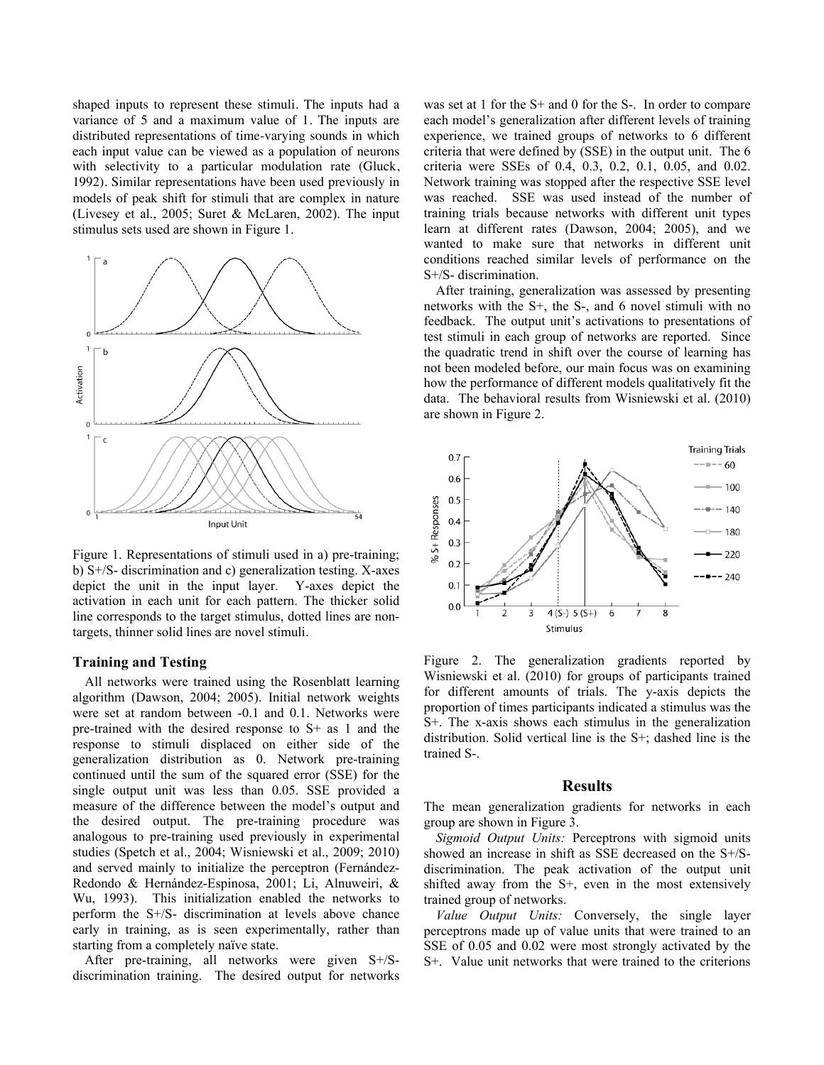shaped inputs to represent these stimuli. The inputs had a variance of 5 and a maximum value of 1. The inputs are distributed representations of time-varying sounds in which each input value can be viewed as a population of neurons with selectivity to a particular modulation rate (Gluck, 1992). Similar representations have been used previously in models of peak shift for stimuli that are complex in nature (Livesey et al., 2005; Suret & McLaren, 2002). The input stimulus sets used are shown in Figure 1.

Figure 1. Representations of stimuli used in a) pre-training; b) S+/S- discrimination and c) generalization testing. X-axes depict the unit in the input layer. Y-axes depict the activation in each unit for each pattern. The thicker solid line corresponds to the target stimulus, dotted lines are non-targets, thinner solid lines are novel stimuli.

### Training and Testing

All networks were trained using the Rosenblatt learning algorithm (Dawson, 2004; 2005). Initial network weights were set at random between -0.1 and 0.1. Networks were pre-trained with the desired response to S+ as 1 and the response to stimuli displaced on either side of the generalization distribution as 0. Network pre-training continued until the sum of the squared error (SSE) for the single output unit was less than 0.05. SSE provided a measure of the difference between the model's output and the desired output. The pre-training procedure was analogous to pre-training used previously in experimental studies (Spetch et al., 2004; Wisniewski et al., 2009; 2010) and served mainly to initialize the perceptron (Fernández-Redondo & Hernández-Espinosa, 2001; Li, Alnuweiri, & Wu, 1993). This initialization enabled the networks to perform the S+/S- discrimination at levels above chance early in training, as is seen experimentally, rather than starting from a completely naïve state.

After pre-training, all networks were given S+/S- discrimination training. The desired output for networks was set at 1 for the S+ and 0 for the S-. In order to compare each model's generalization after different levels of training experience, we trained groups of networks to 6 different criteria that were defined by (SSE) in the output unit. The 6 criteria were SSEs of 0.4, 0.3, 0.2, 0.1, 0.05, and 0.02. Network training was stopped after the respective SSE level was reached. SSE was used instead of the number of training trials because networks with different unit types learn at different rates (Dawson, 2004; 2005), and we wanted to make sure that networks in different unit conditions reached similar levels of performance on the S+/S- discrimination.

After training, generalization was assessed by presenting networks with the S+, the S-, and 6 novel stimuli with no feedback. The output unit's activations to presentations of test stimuli in each group of networks are reported. Since the quadratic trend in shift over the course of learning has not been modeled before, our main focus was on examining how the performance of different models qualitatively fit the data. The behavioral results from Wisniewski et al. (2010) are shown in Figure 2.

Figure 2. The generalization gradients reported by Wisniewski et al. (2010) for groups of participants trained for different amounts of trials. The y-axis depicts the proportion of times participants indicated a stimulus was the S+. The x-axis shows each stimulus in the generalization distribution. Solid vertical line is the S+; dashed line is the trained S-.

## Results

The mean generalization gradients for networks in each group are shown in Figure 3.

*Sigmoid Output Units:* Perceptrons with sigmoid units showed an increase in shift as SSE decreased on the S+/S- discrimination. The peak activation of the output unit shifted away from the S+, even in the most extensively trained group of networks.

*Value Output Units:* Conversely, the single layer perceptrons made up of value units that were trained to an SSE of 0.05 and 0.02 were most strongly activated by the S+. Value unit networks that were trained to the criterions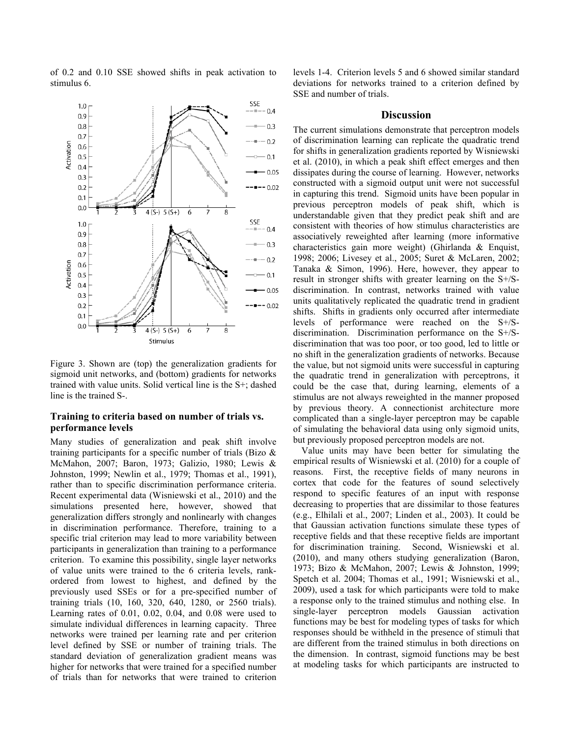of 0.2 and 0.10 SSE showed shifts in peak activation to stimulus 6.

Figure 3. Shown are (top) the generalization gradients for sigmoid unit networks, and (bottom) gradients for networks trained with value units. Solid vertical line is the S+; dashed line is the trained S-.

### Training to criteria based on number of trials vs. performance levels

Many studies of generalization and peak shift involve training participants for a specific number of trials (Bizo & McMahon, 2007; Baron, 1973; Galizio, 1980; Lewis & Johnston, 1999; Newlin et al., 1979; Thomas et al., 1991), rather than to specific discrimination performance criteria. Recent experimental data (Wisniewski et al., 2010) and the simulations presented here, however, showed that generalization differs strongly and nonlinearly with changes in discrimination performance. Therefore, training to a specific trial criterion may lead to more variability between participants in generalization than training to a performance criterion. To examine this possibility, single layer networks of value units were trained to the 6 criteria levels, rank-ordered from lowest to highest, and defined by the previously used SSEs or for a pre-specified number of training trials (10, 160, 320, 640, 1280, or 2560 trials). Learning rates of 0.01, 0.02, 0.04, and 0.08 were used to simulate individual differences in learning capacity. Three networks were trained per learning rate and per criterion level defined by SSE or number of training trials. The standard deviation of generalization gradient means was higher for networks that were trained for a specified number of trials than for networks that were trained to criterion levels 1-4. Criterion levels 5 and 6 showed similar standard deviations for networks trained to a criterion defined by SSE and number of trials.

## Discussion

The current simulations demonstrate that perceptron models of discrimination learning can replicate the quadratic trend for shifts in generalization gradients reported by Wisniewski et al. (2010), in which a peak shift effect emerges and then dissipates during the course of learning. However, networks constructed with a sigmoid output unit were not successful in capturing this trend. Sigmoid units have been popular in previous perceptron models of peak shift, which is understandable given that they predict peak shift and are consistent with theories of how stimulus characteristics are associatively reweighted after learning (more informative characteristics gain more weight) (Ghirlanda & Enquist, 1998; 2006; Livesey et al., 2005; Suret & McLaren, 2002; Tanaka & Simon, 1996). Here, however, they appear to result in stronger shifts with greater learning on the S+/S- discrimination. In contrast, networks trained with value units qualitatively replicated the quadratic trend in gradient shifts. Shifts in gradients only occurred after intermediate levels of performance were reached on the S+/S- discrimination. Discrimination performance on the S+/S- discrimination that was too poor, or too good, led to little or no shift in the generalization gradients of networks. Because the value, but not sigmoid units were successful in capturing the quadratic trend in generalization with perceptrons, it could be the case that, during learning, elements of a stimulus are not always reweighted in the manner proposed by previous theory. A connectionist architecture more complicated than a single-layer perceptron may be capable of simulating the behavioral data using only sigmoid units, but previously proposed perceptron models are not.

Value units may have been better for simulating the empirical results of Wisniewski et al. (2010) for a couple of reasons. First, the receptive fields of many neurons in cortex that code for the features of sound selectively respond to specific features of an input with response decreasing to properties that are dissimilar to those features (e.g., Elhilali et al., 2007; Linden et al., 2003). It could be that Gaussian activation functions simulate these types of receptive fields and that these receptive fields are important for discrimination training. Second, Wisniewski et al. (2010), and many others studying generalization (Baron, 1973; Bizo & McMahon, 2007; Lewis & Johnston, 1999; Spetch et al. 2004; Thomas et al., 1991; Wisniewski et al., 2009), used a task for which participants were told to make a response only to the trained stimulus and nothing else. In single-layer perceptron models Gaussian activation functions may be best for modeling types of tasks for which responses should be withheld in the presence of stimuli that are different from the trained stimulus in both directions on the dimension. In contrast, sigmoid functions may be best at modeling tasks for which participants are instructed to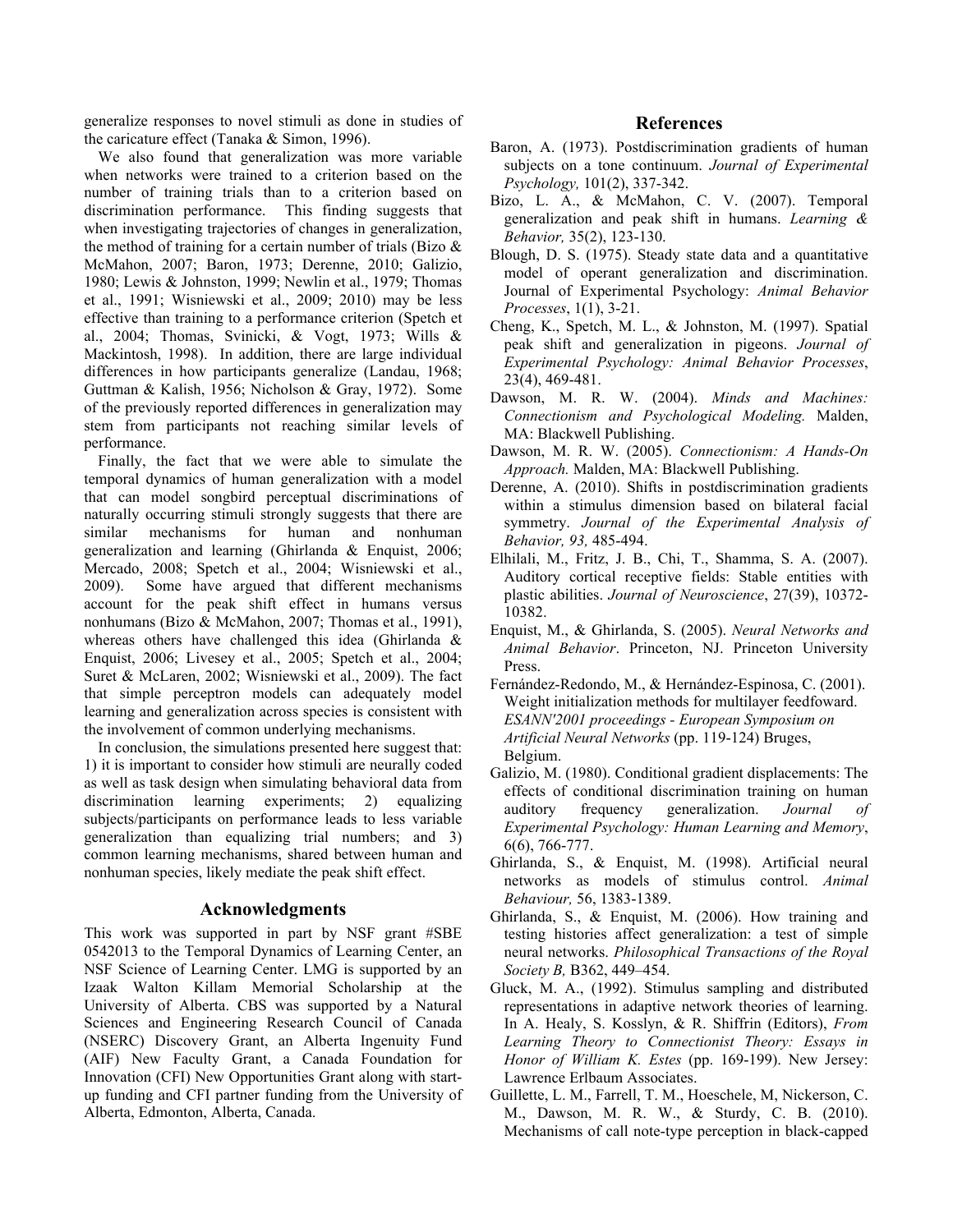generalize responses to novel stimuli as done in studies of the caricature effect (Tanaka & Simon, 1996).

We also found that generalization was more variable when networks were trained to a criterion based on the number of training trials than to a criterion based on discrimination performance. This finding suggests that when investigating trajectories of changes in generalization, the method of training for a certain number of trials (Bizo & McMahon, 2007; Baron, 1973; Derenne, 2010; Galizio, 1980; Lewis & Johnston, 1999; Newlin et al., 1979; Thomas et al., 1991; Wisniewski et al., 2009; 2010) may be less effective than training to a performance criterion (Spetch et al., 2004; Thomas, Svinicki, & Vogt, 1973; Wills & Mackintosh, 1998). In addition, there are large individual differences in how participants generalize (Landau, 1968; Guttman & Kalish, 1956; Nicholson & Gray, 1972). Some of the previously reported differences in generalization may stem from participants not reaching similar levels of performance.

Finally, the fact that we were able to simulate the temporal dynamics of human generalization with a model that can model songbird perceptual discriminations of naturally occurring stimuli strongly suggests that there are similar mechanisms for human and nonhuman generalization and learning (Ghirlanda & Enquist, 2006; Mercado, 2008; Spetch et al., 2004; Wisniewski et al., 2009). Some have argued that different mechanisms account for the peak shift effect in humans versus nonhumans (Bizo & McMahon, 2007; Thomas et al., 1991), whereas others have challenged this idea (Ghirlanda & Enquist, 2006; Livesey et al., 2005; Spetch et al., 2004; Suret & McLaren, 2002; Wisniewski et al., 2009). The fact that simple perceptron models can adequately model learning and generalization across species is consistent with the involvement of common underlying mechanisms.

In conclusion, the simulations presented here suggest that: 1) it is important to consider how stimuli are neurally coded as well as task design when simulating behavioral data from discrimination learning experiments; 2) equalizing subjects/participants on performance leads to less variable generalization than equalizing trial numbers; and 3) common learning mechanisms, shared between human and nonhuman species, likely mediate the peak shift effect.

## Acknowledgments

This work was supported in part by NSF grant #SBE 0542013 to the Temporal Dynamics of Learning Center, an NSF Science of Learning Center. LMG is supported by an Izaak Walton Killam Memorial Scholarship at the University of Alberta. CBS was supported by a Natural Sciences and Engineering Research Council of Canada (NSERC) Discovery Grant, an Alberta Ingenuity Fund (AIF) New Faculty Grant, a Canada Foundation for Innovation (CFI) New Opportunities Grant along with start-up funding and CFI partner funding from the University of Alberta, Edmonton, Alberta, Canada.

## References

Baron, A. (1973). Postdiscrimination gradients of human subjects on a tone continuum. *Journal of Experimental Psychology,* 101(2), 337-342.

Bizo, L. A., & McMahon, C. V. (2007). Temporal generalization and peak shift in humans. *Learning & Behavior,* 35(2), 123-130.

Blough, D. S. (1975). Steady state data and a quantitative model of operant generalization and discrimination. Journal of Experimental Psychology: *Animal Behavior Processes*, 1(1), 3-21.

Cheng, K., Spetch, M. L., & Johnston, M. (1997). Spatial peak shift and generalization in pigeons. *Journal of Experimental Psychology: Animal Behavior Processes*, 23(4), 469-481.

Dawson, M. R. W. (2004). *Minds and Machines: Connectionism and Psychological Modeling.* Malden, MA: Blackwell Publishing.

Dawson, M. R. W. (2005). *Connectionism: A Hands-On Approach.* Malden, MA: Blackwell Publishing.

Derenne, A. (2010). Shifts in postdiscrimination gradients within a stimulus dimension based on bilateral facial symmetry. *Journal of the Experimental Analysis of Behavior, 93,* 485-494.

Elhilali, M., Fritz, J. B., Chi, T., Shamma, S. A. (2007). Auditory cortical receptive fields: Stable entities with plastic abilities. *Journal of Neuroscience*, 27(39), 10372-10382.

Enquist, M., & Ghirlanda, S. (2005). *Neural Networks and Animal Behavior*. Princeton, NJ. Princeton University Press.

Fernández-Redondo, M., & Hernández-Espinosa, C. (2001). Weight initialization methods for multilayer feedfoward. *ESANN'2001 proceedings - European Symposium on Artificial Neural Networks* (pp. 119-124) Bruges, Belgium.

Galizio, M. (1980). Conditional gradient displacements: The effects of conditional discrimination training on human auditory frequency generalization. *Journal of Experimental Psychology: Human Learning and Memory*, 6(6), 766-777.

Ghirlanda, S., & Enquist, M. (1998). Artificial neural networks as models of stimulus control. *Animal Behaviour,* 56, 1383-1389.

Ghirlanda, S., & Enquist, M. (2006). How training and testing histories affect generalization: a test of simple neural networks. *Philosophical Transactions of the Royal Society B,* B362, 449–454.

Gluck, M. A., (1992). Stimulus sampling and distributed representations in adaptive network theories of learning. In A. Healy, S. Kosslyn, & R. Shiffrin (Editors), *From Learning Theory to Connectionist Theory: Essays in Honor of William K. Estes* (pp. 169-199). New Jersey: Lawrence Erlbaum Associates.

Guillette, L. M., Farrell, T. M., Hoeschele, M, Nickerson, C. M., Dawson, M. R. W., & Sturdy, C. B. (2010). Mechanisms of call note-type perception in black-capped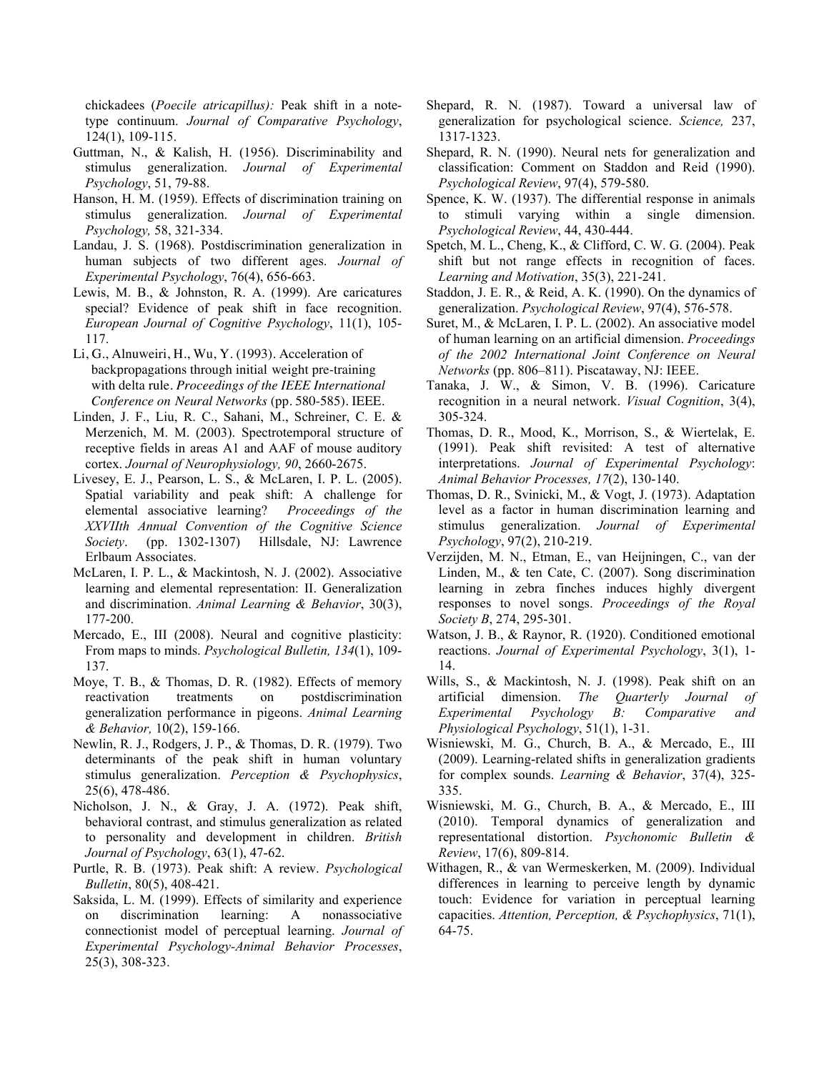chickadees (*Poecile atricapillus):* Peak shift in a note-type continuum. *Journal of Comparative Psychology*, 124(1), 109-115.

Guttman, N., & Kalish, H. (1956). Discriminability and stimulus generalization. *Journal of Experimental Psychology*, 51, 79-88.

Hanson, H. M. (1959). Effects of discrimination training on stimulus generalization. *Journal of Experimental Psychology,* 58, 321-334.

Landau, J. S. (1968). Postdiscrimination generalization in human subjects of two different ages. *Journal of Experimental Psychology*, 76(4), 656-663.

Lewis, M. B., & Johnston, R. A. (1999). Are caricatures special? Evidence of peak shift in face recognition. *European Journal of Cognitive Psychology*, 11(1), 105-117.

Li, G., Alnuweiri, H., Wu, Y. (1993). Acceleration of backpropagations through initial weight pre-training with delta rule. *Proceedings of the IEEE International Conference on Neural Networks* (pp. 580-585). IEEE.

Linden, J. F., Liu, R. C., Sahani, M., Schreiner, C. E. & Merzenich, M. M. (2003). Spectrotemporal structure of receptive fields in areas A1 and AAF of mouse auditory cortex. *Journal of Neurophysiology, 90*, 2660-2675.

Livesey, E. J., Pearson, L. S., & McLaren, I. P. L. (2005). Spatial variability and peak shift: A challenge for elemental associative learning? *Proceedings of the XXVIIth Annual Convention of the Cognitive Science Society*. (pp. 1302-1307) Hillsdale, NJ: Lawrence Erlbaum Associates.

McLaren, I. P. L., & Mackintosh, N. J. (2002). Associative learning and elemental representation: II. Generalization and discrimination. *Animal Learning & Behavior*, 30(3), 177-200.

Mercado, E., III (2008). Neural and cognitive plasticity: From maps to minds. *Psychological Bulletin, 134*(1), 109-137.

Moye, T. B., & Thomas, D. R. (1982). Effects of memory reactivation treatments on postdiscrimination generalization performance in pigeons. *Animal Learning & Behavior,* 10(2), 159-166.

Newlin, R. J., Rodgers, J. P., & Thomas, D. R. (1979). Two determinants of the peak shift in human voluntary stimulus generalization. *Perception & Psychophysics*, 25(6), 478-486.

Nicholson, J. N., & Gray, J. A. (1972). Peak shift, behavioral contrast, and stimulus generalization as related to personality and development in children. *British Journal of Psychology*, 63(1), 47-62.

Purtle, R. B. (1973). Peak shift: A review. *Psychological Bulletin*, 80(5), 408-421.

Saksida, L. M. (1999). Effects of similarity and experience on discrimination learning: A nonassociative connectionist model of perceptual learning. *Journal of Experimental Psychology-Animal Behavior Processes*, 25(3), 308-323.

Shepard, R. N. (1987). Toward a universal law of generalization for psychological science. *Science,* 237, 1317-1323.

Shepard, R. N. (1990). Neural nets for generalization and classification: Comment on Staddon and Reid (1990). *Psychological Review*, 97(4), 579-580.

Spence, K. W. (1937). The differential response in animals to stimuli varying within a single dimension. *Psychological Review*, 44, 430-444.

Spetch, M. L., Cheng, K., & Clifford, C. W. G. (2004). Peak shift but not range effects in recognition of faces. *Learning and Motivation*, 35(3), 221-241.

Staddon, J. E. R., & Reid, A. K. (1990). On the dynamics of generalization. *Psychological Review*, 97(4), 576-578.

Suret, M., & McLaren, I. P. L. (2002). An associative model of human learning on an artificial dimension. *Proceedings of the 2002 International Joint Conference on Neural Networks* (pp. 806–811). Piscataway, NJ: IEEE.

Tanaka, J. W., & Simon, V. B. (1996). Caricature recognition in a neural network. *Visual Cognition*, 3(4), 305-324.

Thomas, D. R., Mood, K., Morrison, S., & Wiertelak, E. (1991). Peak shift revisited: A test of alternative interpretations. *Journal of Experimental Psychology*: *Animal Behavior Processes, 17*(2), 130-140.

Thomas, D. R., Svinicki, M., & Vogt, J. (1973). Adaptation level as a factor in human discrimination learning and stimulus generalization. *Journal of Experimental Psychology*, 97(2), 210-219.

Verzijden, M. N., Etman, E., van Heijningen, C., van der Linden, M., & ten Cate, C. (2007). Song discrimination learning in zebra finches induces highly divergent responses to novel songs. *Proceedings of the Royal Society B*, 274, 295-301.

Watson, J. B., & Raynor, R. (1920). Conditioned emotional reactions. *Journal of Experimental Psychology*, 3(1), 1-14.

Wills, S., & Mackintosh, N. J. (1998). Peak shift on an artificial dimension. *The Quarterly Journal of Experimental Psychology B: Comparative and Physiological Psychology*, 51(1), 1-31.

Wisniewski, M. G., Church, B. A., & Mercado, E., III (2009). Learning-related shifts in generalization gradients for complex sounds. *Learning & Behavior*, 37(4), 325-335.

Wisniewski, M. G., Church, B. A., & Mercado, E., III (2010). Temporal dynamics of generalization and representational distortion. *Psychonomic Bulletin & Review*, 17(6), 809-814.

Withagen, R., & van Wermeskerken, M. (2009). Individual differences in learning to perceive length by dynamic touch: Evidence for variation in perceptual learning capacities. *Attention, Perception, & Psychophysics*, 71(1), 64-75.